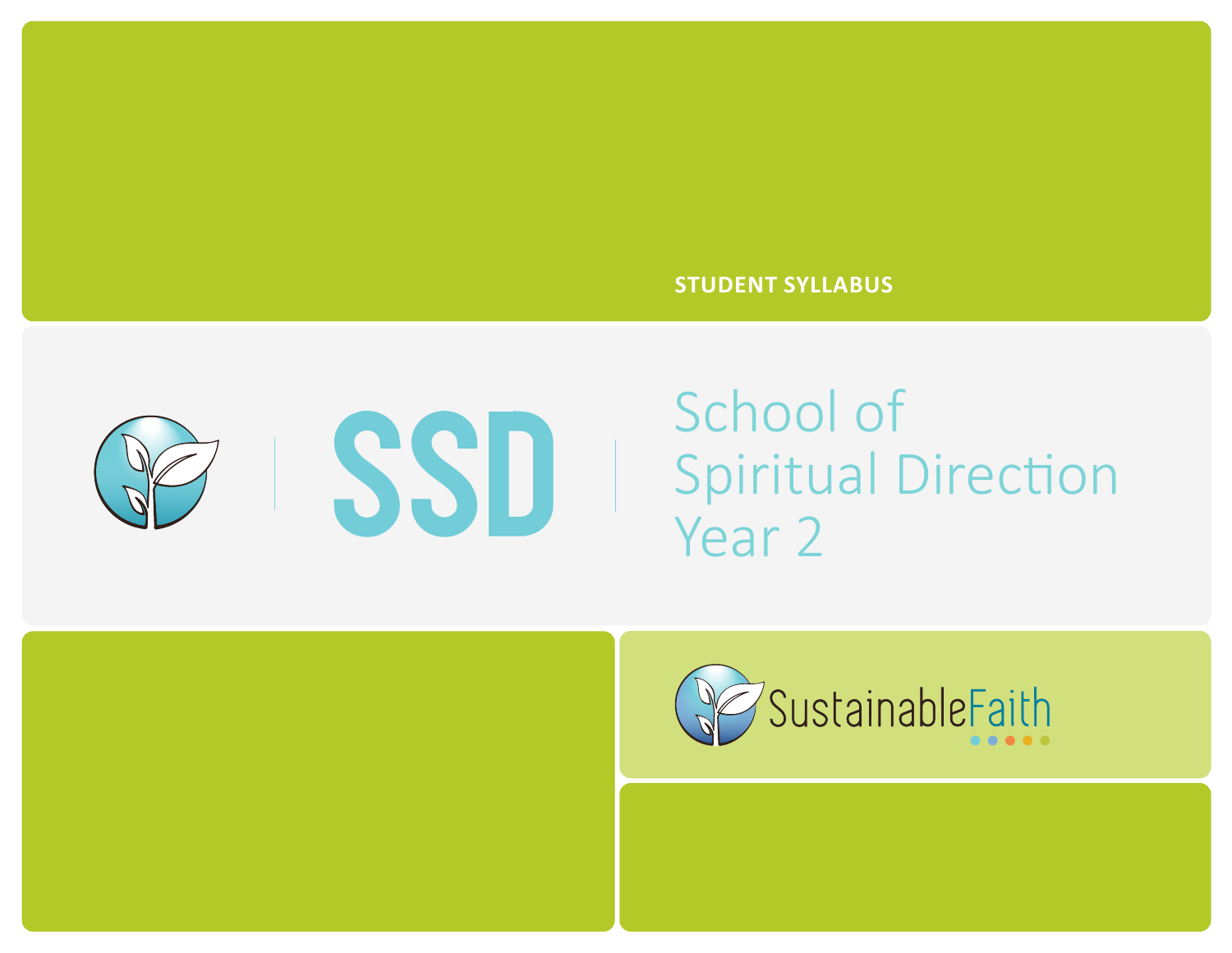STUDENT SYLLABUS

# SSD

# School of Spiritual Direction Year 2

SustainableFaith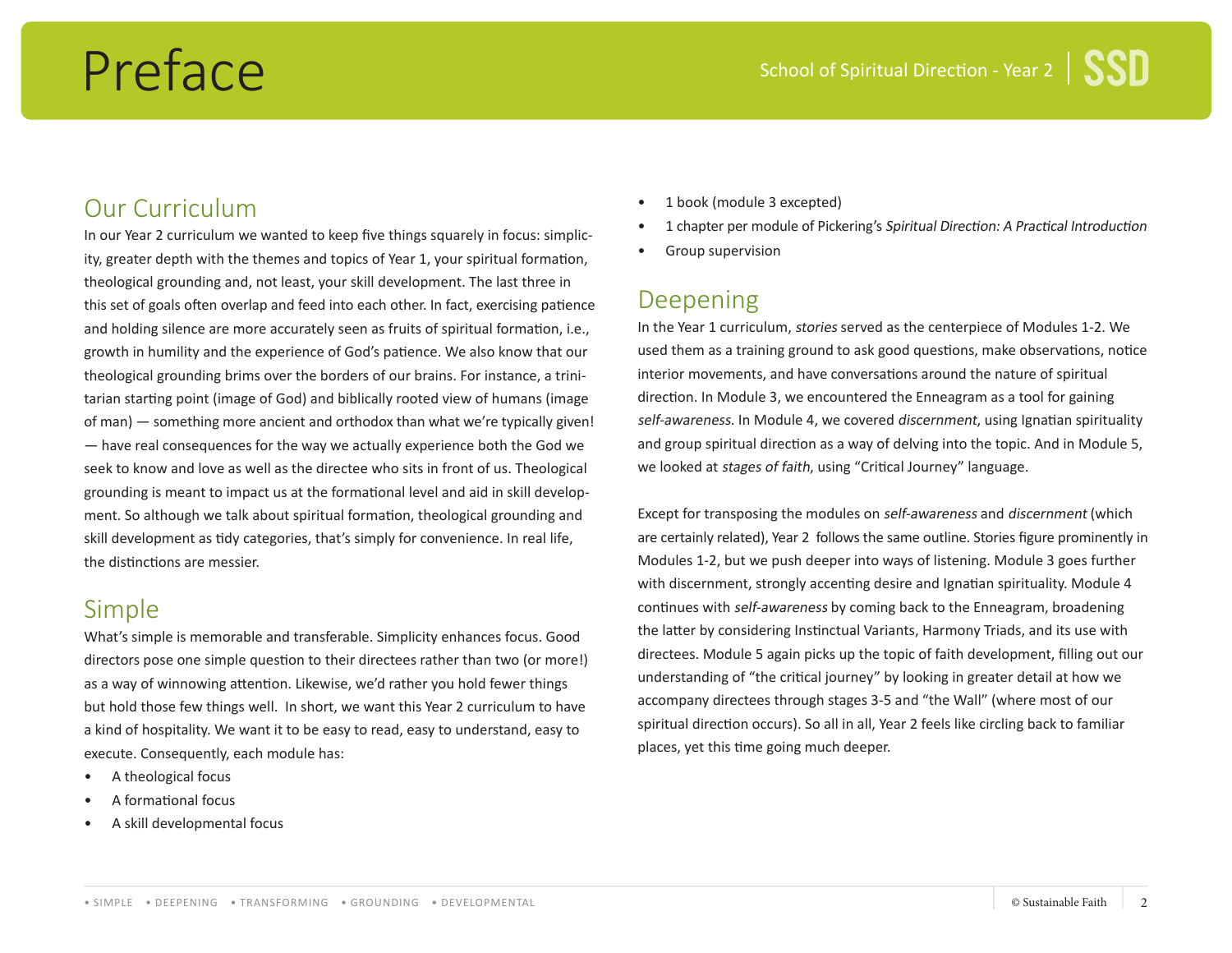# Preface

## Our Curriculum

In our Year 2 curriculum we wanted to keep five things squarely in focus: simplicity, greater depth with the themes and topics of Year 1, your spiritual formation, theological grounding and, not least, your skill development. The last three in this set of goals often overlap and feed into each other. In fact, exercising patience and holding silence are more accurately seen as fruits of spiritual formation, i.e., growth in humility and the experience of God's patience. We also know that our theological grounding brims over the borders of our brains. For instance, a trinitarian starting point (image of God) and biblically rooted view of humans (image of man) — something more ancient and orthodox than what we're typically given! — have real consequences for the way we actually experience both the God we seek to know and love as well as the directee who sits in front of us. Theological grounding is meant to impact us at the formational level and aid in skill development. So although we talk about spiritual formation, theological grounding and skill development as tidy categories, that's simply for convenience. In real life, the distinctions are messier.

## Simple

What's simple is memorable and transferable. Simplicity enhances focus. Good directors pose one simple question to their directees rather than two (or more!) as a way of winnowing attention. Likewise, we'd rather you hold fewer things but hold those few things well. In short, we want this Year 2 curriculum to have a kind of hospitality. We want it to be easy to read, easy to understand, easy to execute. Consequently, each module has:

- A theological focus
- A formational focus
- A skill developmental focus
- 1 book (module 3 excepted)
- 1 chapter per module of Pickering's *Spiritual Direction: A Practical Introduction*
- Group supervision

## Deepening

In the Year 1 curriculum, *stories* served as the centerpiece of Modules 1-2. We used them as a training ground to ask good questions, make observations, notice interior movements, and have conversations around the nature of spiritual direction. In Module 3, we encountered the Enneagram as a tool for gaining *self-awareness*. In Module 4, we covered *discernment*, using Ignatian spirituality and group spiritual direction as a way of delving into the topic. And in Module 5, we looked at *stages of faith*, using "Critical Journey" language.

Except for transposing the modules on *self-awareness* and *discernment* (which are certainly related), Year 2 follows the same outline. Stories figure prominently in Modules 1-2, but we push deeper into ways of listening. Module 3 goes further with discernment, strongly accenting desire and Ignatian spirituality. Module 4 continues with *self-awareness* by coming back to the Enneagram, broadening the latter by considering Instinctual Variants, Harmony Triads, and its use with directees. Module 5 again picks up the topic of faith development, filling out our understanding of "the critical journey" by looking in greater detail at how we accompany directees through stages 3-5 and "the Wall" (where most of our spiritual direction occurs). So all in all, Year 2 feels like circling back to familiar places, yet this time going much deeper.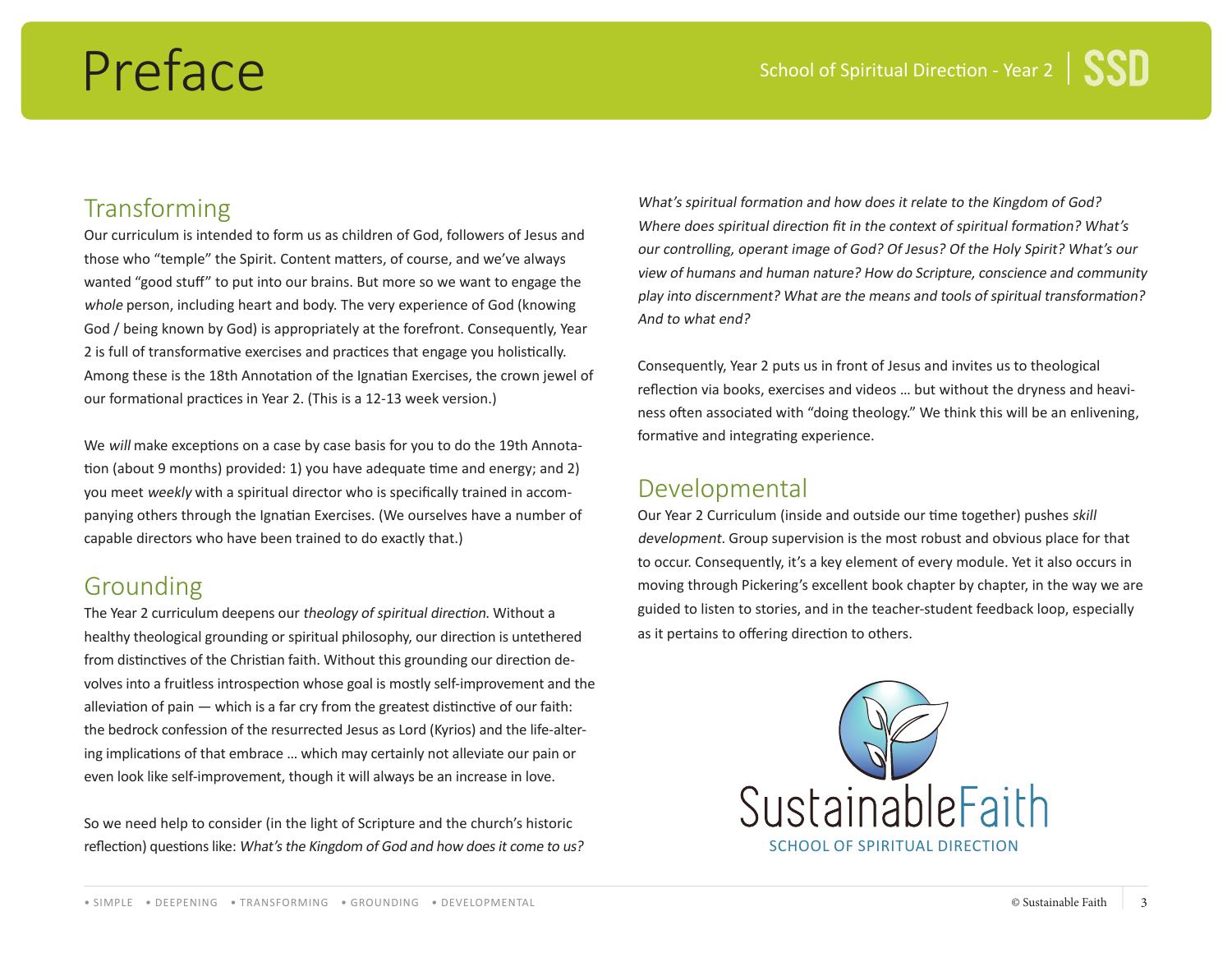# Preface

## Transforming

Our curriculum is intended to form us as children of God, followers of Jesus and those who "temple" the Spirit. Content matters, of course, and we've always wanted "good stuff" to put into our brains. But more so we want to engage the *whole* person, including heart and body. The very experience of God (knowing God / being known by God) is appropriately at the forefront. Consequently, Year 2 is full of transformative exercises and practices that engage you holistically. Among these is the 18th Annotation of the Ignatian Exercises, the crown jewel of our formational practices in Year 2. (This is a 12-13 week version.)

We *will* make exceptions on a case by case basis for you to do the 19th Annotation (about 9 months) provided: 1) you have adequate time and energy; and 2) you meet *weekly* with a spiritual director who is specifically trained in accompanying others through the Ignatian Exercises. (We ourselves have a number of capable directors who have been trained to do exactly that.)

## Grounding

The Year 2 curriculum deepens our *theology of spiritual direction*. Without a healthy theological grounding or spiritual philosophy, our direction is untethered from distinctives of the Christian faith. Without this grounding our direction devolves into a fruitless introspection whose goal is mostly self-improvement and the alleviation of pain — which is a far cry from the greatest distinctive of our faith: the bedrock confession of the resurrected Jesus as Lord (Kyrios) and the life-altering implications of that embrace … which may certainly not alleviate our pain or even look like self-improvement, though it will always be an increase in love.

So we need help to consider (in the light of Scripture and the church's historic reflection) questions like: *What's the Kingdom of God and how does it come to us? What's spiritual formation and how does it relate to the Kingdom of God? Where does spiritual direction fit in the context of spiritual formation? What's our controlling, operant image of God? Of Jesus? Of the Holy Spirit? What's our view of humans and human nature? How do Scripture, conscience and community play into discernment? What are the means and tools of spiritual transformation? And to what end?*

Consequently, Year 2 puts us in front of Jesus and invites us to theological reflection via books, exercises and videos … but without the dryness and heaviness often associated with "doing theology." We think this will be an enlivening, formative and integrating experience.

## Developmental

Our Year 2 Curriculum (inside and outside our time together) pushes *skill development*. Group supervision is the most robust and obvious place for that to occur. Consequently, it's a key element of every module. Yet it also occurs in moving through Pickering's excellent book chapter by chapter, in the way we are guided to listen to stories, and in the teacher-student feedback loop, especially as it pertains to offering direction to others.

SustainableFaith
SCHOOL OF SPIRITUAL DIRECTION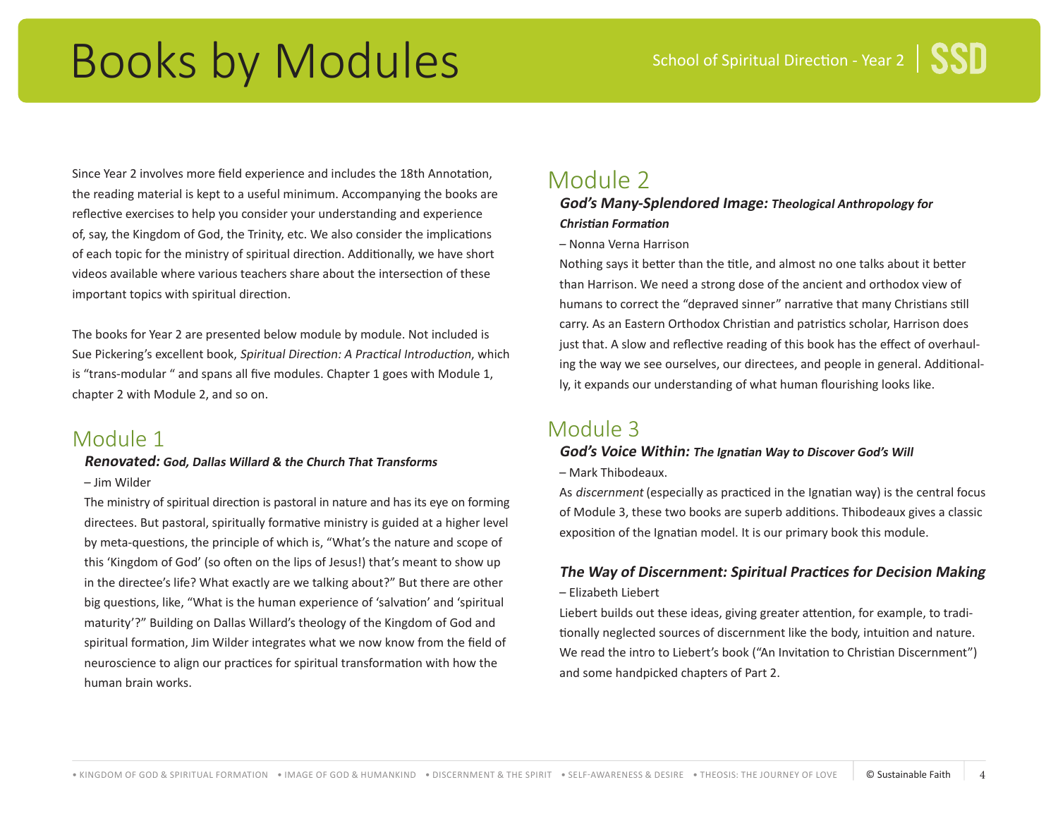# Books by Modules

Since Year 2 involves more field experience and includes the 18th Annotation, the reading material is kept to a useful minimum. Accompanying the books are reflective exercises to help you consider your understanding and experience of, say, the Kingdom of God, the Trinity, etc. We also consider the implications of each topic for the ministry of spiritual direction. Additionally, we have short videos available where various teachers share about the intersection of these important topics with spiritual direction.

The books for Year 2 are presented below module by module. Not included is Sue Pickering's excellent book, *Spiritual Direction: A Practical Introduction*, which is "trans-modular " and spans all five modules. Chapter 1 goes with Module 1, chapter 2 with Module 2, and so on.

## Module 1

***Renovated:* *God, Dallas Willard & the Church That Transforms***

– Jim Wilder

The ministry of spiritual direction is pastoral in nature and has its eye on forming directees. But pastoral, spiritually formative ministry is guided at a higher level by meta-questions, the principle of which is, "What's the nature and scope of this 'Kingdom of God' (so often on the lips of Jesus!) that's meant to show up in the directee's life? What exactly are we talking about?" But there are other big questions, like, "What is the human experience of 'salvation' and 'spiritual maturity'?" Building on Dallas Willard's theology of the Kingdom of God and spiritual formation, Jim Wilder integrates what we now know from the field of neuroscience to align our practices for spiritual transformation with how the human brain works.

## Module 2

***God's Many-Splendored Image:* *Theological Anthropology for Christian Formation***

– Nonna Verna Harrison

Nothing says it better than the title, and almost no one talks about it better than Harrison. We need a strong dose of the ancient and orthodox view of humans to correct the "depraved sinner" narrative that many Christians still carry. As an Eastern Orthodox Christian and patristics scholar, Harrison does just that. A slow and reflective reading of this book has the effect of overhauling the way we see ourselves, our directees, and people in general. Additionally, it expands our understanding of what human flourishing looks like.

## Module 3

***God's Voice Within:* *The Ignatian Way to Discover God's Will***

– Mark Thibodeaux.

As *discernment* (especially as practiced in the Ignatian way) is the central focus of Module 3, these two books are superb additions. Thibodeaux gives a classic exposition of the Ignatian model. It is our primary book this module.

***The Way of Discernment: Spiritual Practices for Decision Making***

– Elizabeth Liebert

Liebert builds out these ideas, giving greater attention, for example, to traditionally neglected sources of discernment like the body, intuition and nature. We read the intro to Liebert's book ("An Invitation to Christian Discernment") and some handpicked chapters of Part 2.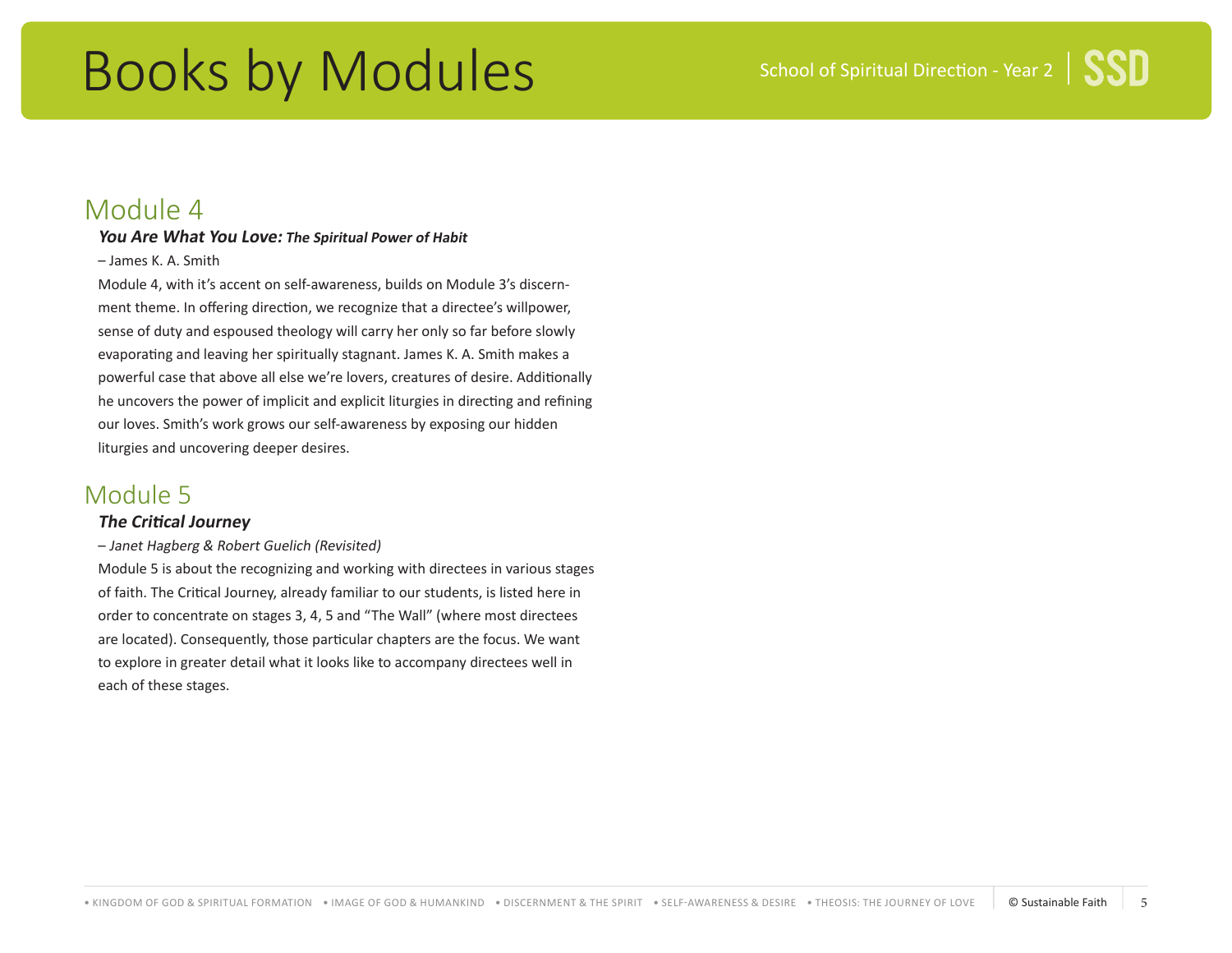# Books by Modules

## Module 4

***You Are What You Love:*** ***The Spiritual Power of Habit***

– James K. A. Smith

Module 4, with it's accent on self-awareness, builds on Module 3's discernment theme. In offering direction, we recognize that a directee's willpower, sense of duty and espoused theology will carry her only so far before slowly evaporating and leaving her spiritually stagnant. James K. A. Smith makes a powerful case that above all else we're lovers, creatures of desire. Additionally he uncovers the power of implicit and explicit liturgies in directing and refining our loves. Smith's work grows our self-awareness by exposing our hidden liturgies and uncovering deeper desires.

## Module 5

***The Critical Journey***

*– Janet Hagberg & Robert Guelich (Revisited)*

Module 5 is about the recognizing and working with directees in various stages of faith. The Critical Journey, already familiar to our students, is listed here in order to concentrate on stages 3, 4, 5 and "The Wall" (where most directees are located). Consequently, those particular chapters are the focus. We want to explore in greater detail what it looks like to accompany directees well in each of these stages.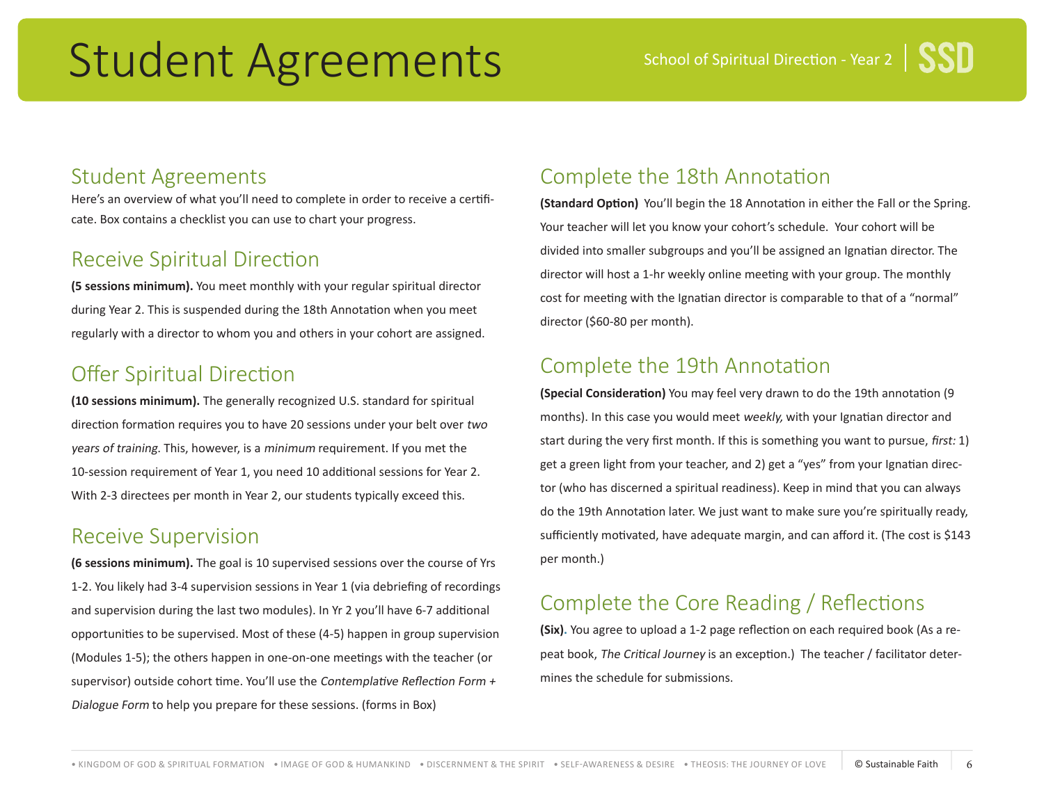# Student Agreements

## Student Agreements

Here's an overview of what you'll need to complete in order to receive a certificate. Box contains a checklist you can use to chart your progress.

## Receive Spiritual Direction

**(5 sessions minimum).** You meet monthly with your regular spiritual director during Year 2. This is suspended during the 18th Annotation when you meet regularly with a director to whom you and others in your cohort are assigned.

## Offer Spiritual Direction

**(10 sessions minimum).** The generally recognized U.S. standard for spiritual direction formation requires you to have 20 sessions under your belt over *two years of training*. This, however, is a *minimum* requirement. If you met the 10-session requirement of Year 1, you need 10 additional sessions for Year 2. With 2-3 directees per month in Year 2, our students typically exceed this.

## Receive Supervision

**(6 sessions minimum).** The goal is 10 supervised sessions over the course of Yrs 1-2. You likely had 3-4 supervision sessions in Year 1 (via debriefing of recordings and supervision during the last two modules). In Yr 2 you'll have 6-7 additional opportunities to be supervised. Most of these (4-5) happen in group supervision (Modules 1-5); the others happen in one-on-one meetings with the teacher (or supervisor) outside cohort time. You'll use the *Contemplative Reflection Form + Dialogue Form* to help you prepare for these sessions. (forms in Box)

## Complete the 18th Annotation

**(Standard Option)** You'll begin the 18 Annotation in either the Fall or the Spring. Your teacher will let you know your cohort's schedule. Your cohort will be divided into smaller subgroups and you'll be assigned an Ignatian director. The director will host a 1-hr weekly online meeting with your group. The monthly cost for meeting with the Ignatian director is comparable to that of a "normal" director ($60-80 per month).

## Complete the 19th Annotation

**(Special Consideration)** You may feel very drawn to do the 19th annotation (9 months). In this case you would meet *weekly,* with your Ignatian director and start during the very first month. If this is something you want to pursue, *first:* 1) get a green light from your teacher, and 2) get a "yes" from your Ignatian director (who has discerned a spiritual readiness). Keep in mind that you can always do the 19th Annotation later. We just want to make sure you're spiritually ready, sufficiently motivated, have adequate margin, and can afford it. (The cost is $143 per month.)

## Complete the Core Reading / Reflections

**(Six).** You agree to upload a 1-2 page reflection on each required book (As a repeat book, *The Critical Journey* is an exception.) The teacher / facilitator determines the schedule for submissions.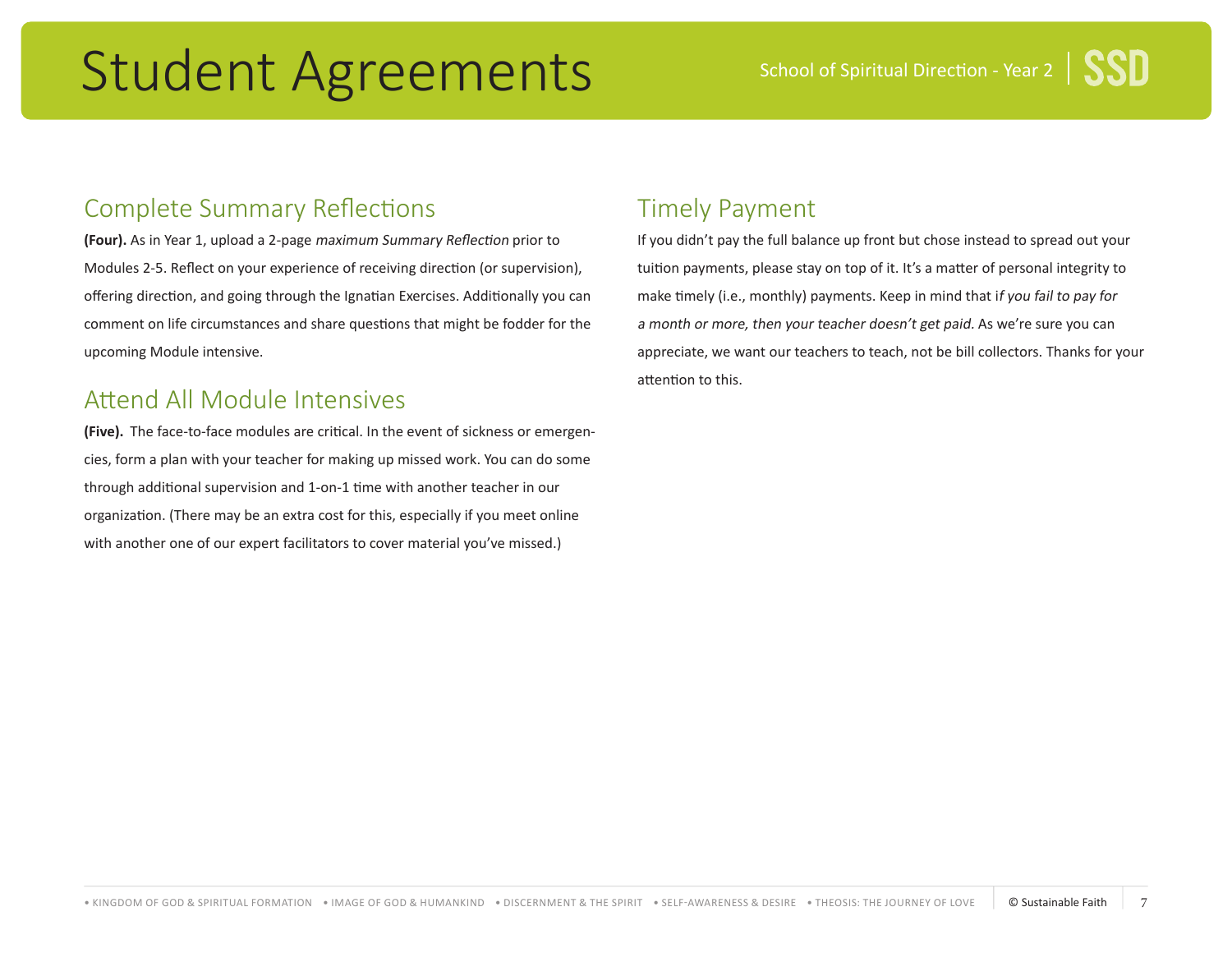# Student Agreements

## Complete Summary Reflections

**(Four).** As in Year 1, upload a 2-page *maximum Summary Reflection* prior to Modules 2-5. Reflect on your experience of receiving direction (or supervision), offering direction, and going through the Ignatian Exercises. Additionally you can comment on life circumstances and share questions that might be fodder for the upcoming Module intensive.

## Attend All Module Intensives

**(Five).** The face-to-face modules are critical. In the event of sickness or emergencies, form a plan with your teacher for making up missed work. You can do some through additional supervision and 1-on-1 time with another teacher in our organization. (There may be an extra cost for this, especially if you meet online with another one of our expert facilitators to cover material you've missed.)

## Timely Payment

If you didn't pay the full balance up front but chose instead to spread out your tuition payments, please stay on top of it. It's a matter of personal integrity to make timely (i.e., monthly) payments. Keep in mind that i*f you fail to pay for a month or more, then your teacher doesn't get paid.* As we're sure you can appreciate, we want our teachers to teach, not be bill collectors. Thanks for your attention to this.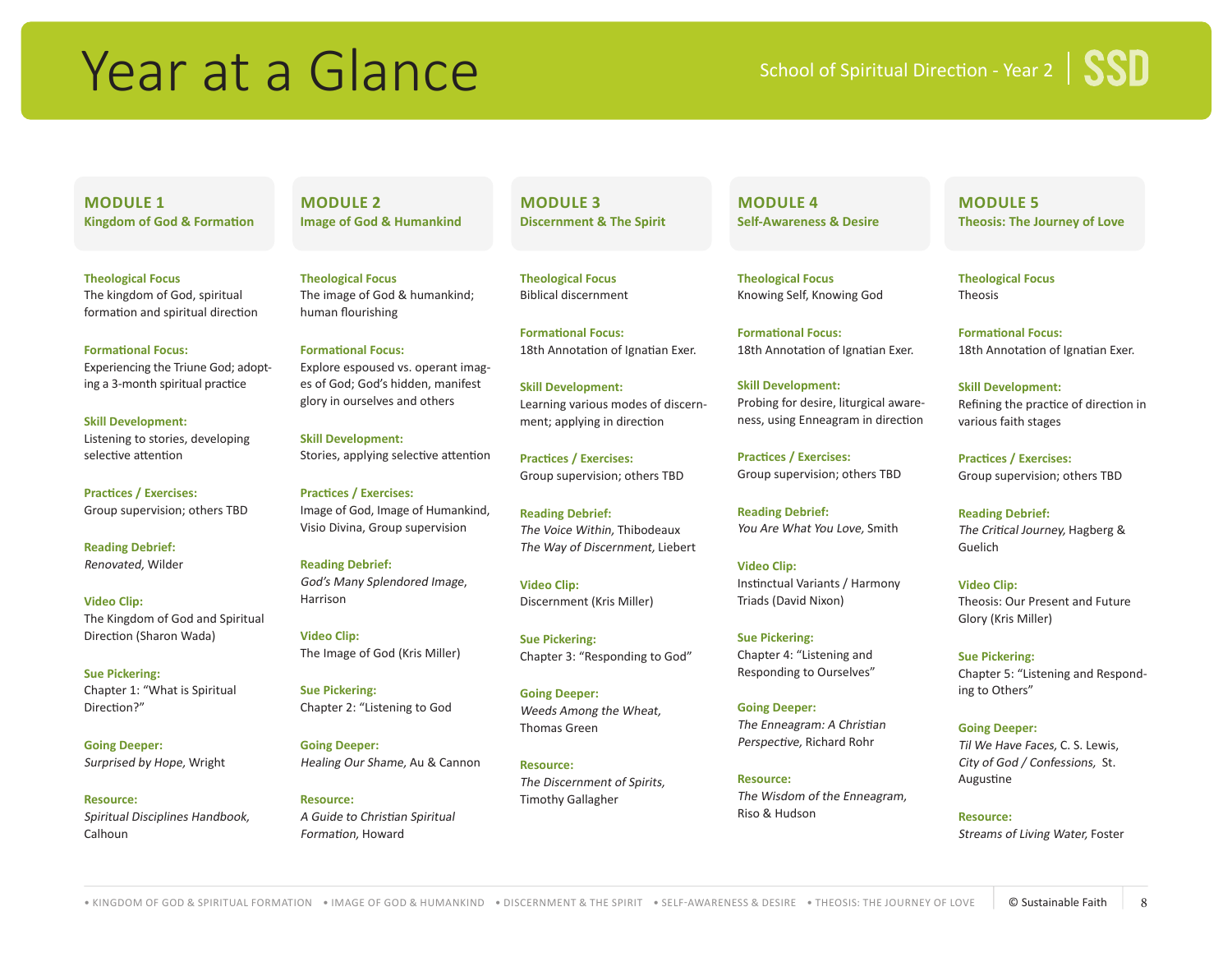# Year at a Glance

School of Spiritual Direction - Year 2 | SSD

## MODULE 1
### Kingdom of God & Formation

**Theological Focus**
The kingdom of God, spiritual formation and spiritual direction

**Formational Focus:**
Experiencing the Triune God; adopting a 3-month spiritual practice

**Skill Development:**
Listening to stories, developing selective attention

**Practices / Exercises:**
Group supervision; others TBD

**Reading Debrief:**
*Renovated,* Wilder

**Video Clip:**
The Kingdom of God and Spiritual Direction (Sharon Wada)

**Sue Pickering:**
Chapter 1: "What is Spiritual Direction?"

**Going Deeper:**
*Surprised by Hope,* Wright

**Resource:**
*Spiritual Disciplines Handbook,* Calhoun

## MODULE 2
### Image of God & Humankind

**Theological Focus**
The image of God & humankind; human flourishing

**Formational Focus:**
Explore espoused vs. operant images of God; God's hidden, manifest glory in ourselves and others

**Skill Development:**
Stories, applying selective attention

**Practices / Exercises:**
Image of God, Image of Humankind, Visio Divina, Group supervision

**Reading Debrief:**
*God's Many Splendored Image*, Harrison

**Video Clip:**
The Image of God (Kris Miller)

**Sue Pickering:**
Chapter 2: "Listening to God

**Going Deeper:**
*Healing Our Shame,* Au & Cannon

**Resource:**
*A Guide to Christian Spiritual Formation,* Howard

## MODULE 3
### Discernment & The Spirit

**Theological Focus**
Biblical discernment

**Formational Focus:**
18th Annotation of Ignatian Exer.

**Skill Development:**
Learning various modes of discernment; applying in direction

**Practices / Exercises:**
Group supervision; others TBD

**Reading Debrief:**
*The Voice Within,* Thibodeaux
*The Way of Discernment,* Liebert

**Video Clip:**
Discernment (Kris Miller)

**Sue Pickering:**
Chapter 3: "Responding to God"

**Going Deeper:**
*Weeds Among the Wheat,* Thomas Green

**Resource:**
*The Discernment of Spirits,* Timothy Gallagher

## MODULE 4
### Self-Awareness & Desire

**Theological Focus**
Knowing Self, Knowing God

**Formational Focus:**
18th Annotation of Ignatian Exer.

**Skill Development:**
Probing for desire, liturgical awareness, using Enneagram in direction

**Practices / Exercises:**
Group supervision; others TBD

**Reading Debrief:**
*You Are What You Love,* Smith

**Video Clip:**
Instinctual Variants / Harmony Triads (David Nixon)

**Sue Pickering:**
Chapter 4: "Listening and Responding to Ourselves"

**Going Deeper:**
*The Enneagram: A Christian Perspective,* Richard Rohr

**Resource:**
*The Wisdom of the Enneagram,* Riso & Hudson

## MODULE 5
### Theosis: The Journey of Love

**Theological Focus**
Theosis

**Formational Focus:**
18th Annotation of Ignatian Exer.

**Skill Development:**
Refining the practice of direction in various faith stages

**Practices / Exercises:**
Group supervision; others TBD

**Reading Debrief:**
*The Critical Journey,* Hagberg & Guelich

**Video Clip:**
Theosis: Our Present and Future Glory (Kris Miller)

**Sue Pickering:**
Chapter 5: "Listening and Responding to Others"

**Going Deeper:**
*Til We Have Faces,* C. S. Lewis, *City of God / Confessions,* St. Augustine

**Resource:**
*Streams of Living Water,* Foster

• KINGDOM OF GOD & SPIRITUAL FORMATION • IMAGE OF GOD & HUMANKIND • DISCERNMENT & THE SPIRIT • SELF-AWARENESS & DESIRE • THEOSIS: THE JOURNEY OF LOVE

© Sustainable Faith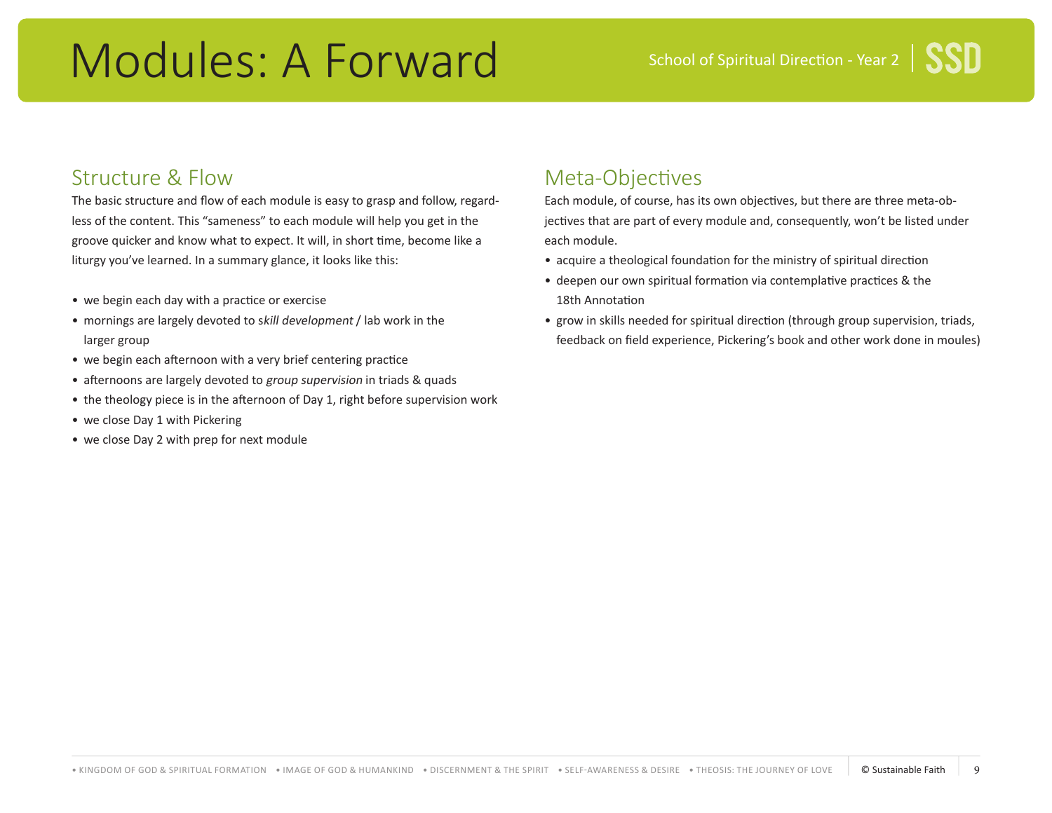# Modules: A Forward

## Structure & Flow

The basic structure and flow of each module is easy to grasp and follow, regardless of the content. This "sameness" to each module will help you get in the groove quicker and know what to expect. It will, in short time, become like a liturgy you've learned. In a summary glance, it looks like this:

- we begin each day with a practice or exercise
- mornings are largely devoted to s*kill development* / lab work in the larger group
- we begin each afternoon with a very brief centering practice
- afternoons are largely devoted to *group supervision* in triads & quads
- the theology piece is in the afternoon of Day 1, right before supervision work
- we close Day 1 with Pickering
- we close Day 2 with prep for next module

## Meta-Objectives

Each module, of course, has its own objectives, but there are three meta-objectives that are part of every module and, consequently, won't be listed under each module.

- acquire a theological foundation for the ministry of spiritual direction
- deepen our own spiritual formation via contemplative practices & the 18th Annotation
- grow in skills needed for spiritual direction (through group supervision, triads, feedback on field experience, Pickering's book and other work done in moules)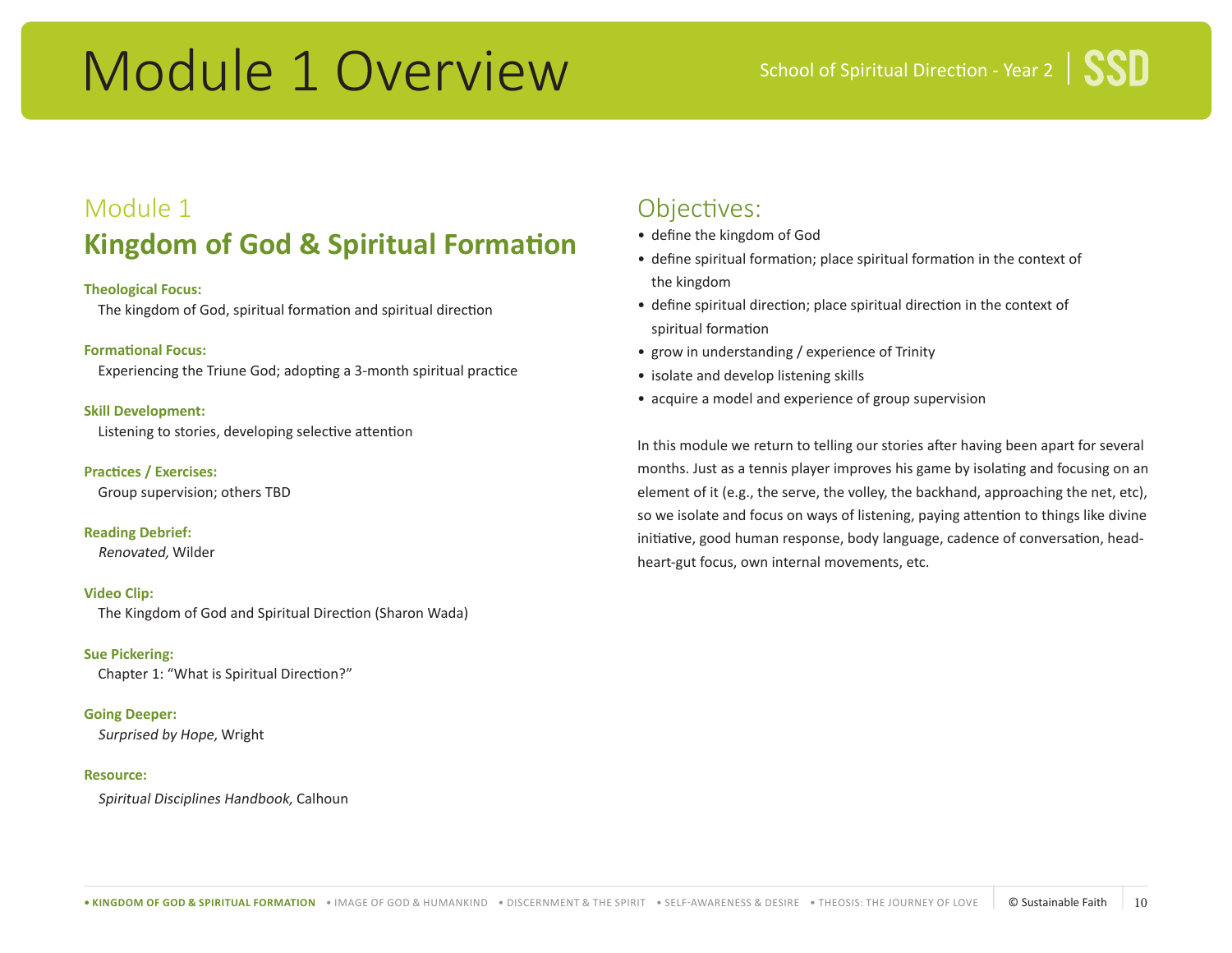# Module 1 Overview

## Module 1

## Kingdom of God & Spiritual Formation

**Theological Focus:**
The kingdom of God, spiritual formation and spiritual direction

**Formational Focus:**
Experiencing the Triune God; adopting a 3-month spiritual practice

**Skill Development:**
Listening to stories, developing selective attention

**Practices / Exercises:**
Group supervision; others TBD

**Reading Debrief:**
*Renovated,* Wilder

**Video Clip:**
The Kingdom of God and Spiritual Direction (Sharon Wada)

**Sue Pickering:**
Chapter 1: "What is Spiritual Direction?"

**Going Deeper:**
*Surprised by Hope,* Wright

**Resource:**
*Spiritual Disciplines Handbook,* Calhoun

## Objectives:

- define the kingdom of God
- define spiritual formation; place spiritual formation in the context of the kingdom
- define spiritual direction; place spiritual direction in the context of spiritual formation
- grow in understanding / experience of Trinity
- isolate and develop listening skills
- acquire a model and experience of group supervision

In this module we return to telling our stories after having been apart for several months. Just as a tennis player improves his game by isolating and focusing on an element of it (e.g., the serve, the volley, the backhand, approaching the net, etc), so we isolate and focus on ways of listening, paying attention to things like divine initiative, good human response, body language, cadence of conversation, head-heart-gut focus, own internal movements, etc.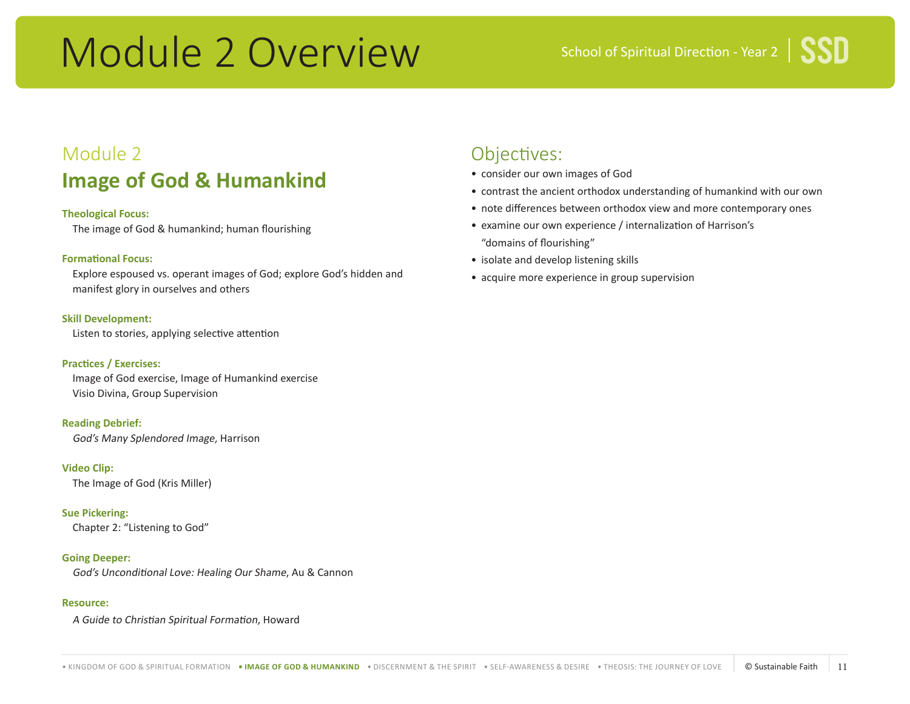# Module 2 Overview

## Module 2

## Image of God & Humankind

**Theological Focus:**
The image of God & humankind; human flourishing

**Formational Focus:**
Explore espoused vs. operant images of God; explore God's hidden and manifest glory in ourselves and others

**Skill Development:**
Listen to stories, applying selective attention

**Practices / Exercises:**
Image of God exercise, Image of Humankind exercise
Visio Divina, Group Supervision

**Reading Debrief:**
*God's Many Splendored Image,* Harrison

**Video Clip:**
The Image of God (Kris Miller)

**Sue Pickering:**
Chapter 2: "Listening to God"

**Going Deeper:**
*God's Unconditional Love: Healing Our Shame*, Au & Cannon

**Resource:**
*A Guide to Christian Spiritual Formation,* Howard

## Objectives:

- consider our own images of God
- contrast the ancient orthodox understanding of humankind with our own
- note differences between orthodox view and more contemporary ones
- examine our own experience / internalization of Harrison's "domains of flourishing"
- isolate and develop listening skills
- acquire more experience in group supervision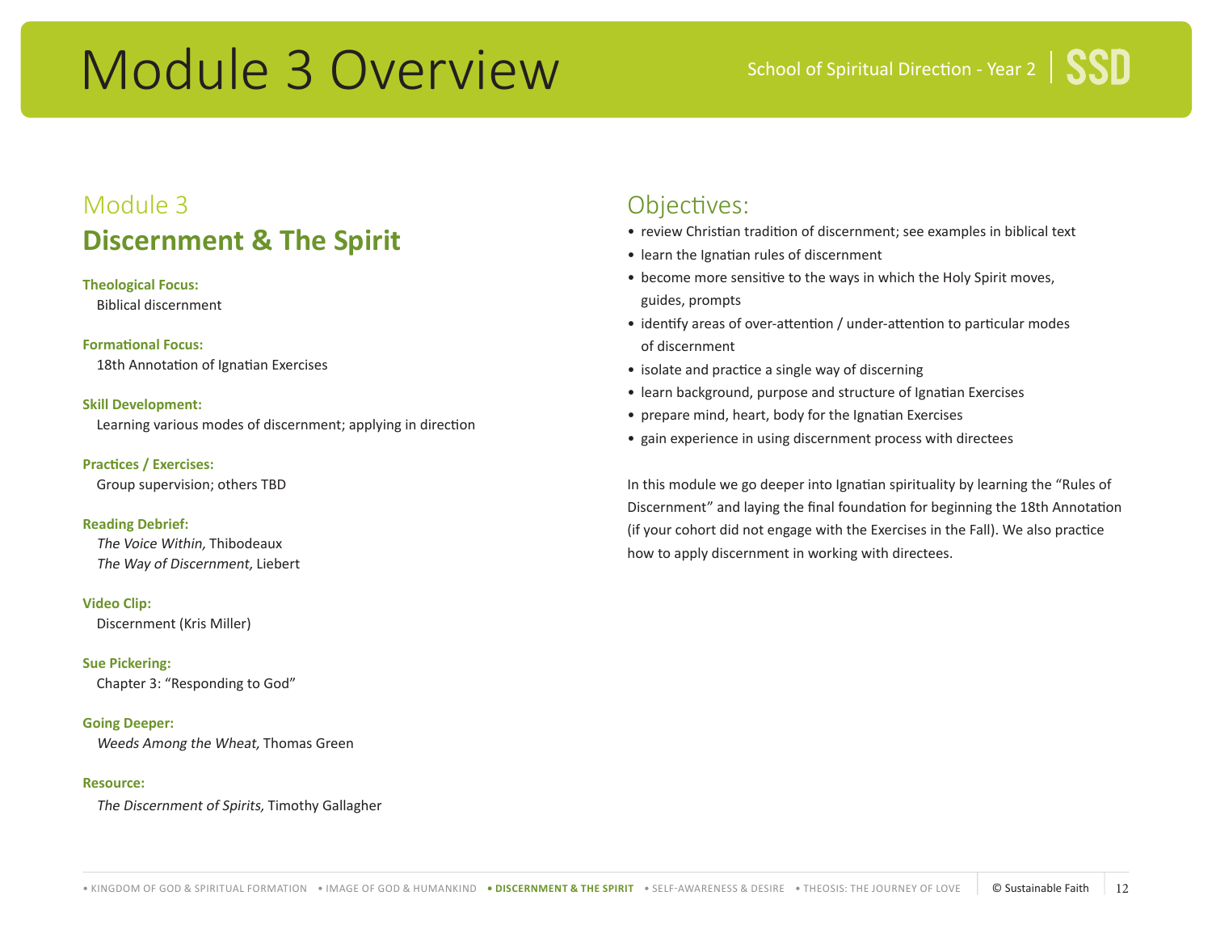# Module 3 Overview

School of Spiritual Direction - Year 2 | SSD

## Module 3

## Discernment & The Spirit

**Theological Focus:**
Biblical discernment

**Formational Focus:**
18th Annotation of Ignatian Exercises

**Skill Development:**
Learning various modes of discernment; applying in direction

**Practices / Exercises:**
Group supervision; others TBD

**Reading Debrief:**
*The Voice Within,* Thibodeaux
*The Way of Discernment,* Liebert

**Video Clip:**
Discernment (Kris Miller)

**Sue Pickering:**
Chapter 3: “Responding to God”

**Going Deeper:**
*Weeds Among the Wheat,* Thomas Green

**Resource:**
*The Discernment of Spirits,* Timothy Gallagher

## Objectives:

- review Christian tradition of discernment; see examples in biblical text
- learn the Ignatian rules of discernment
- become more sensitive to the ways in which the Holy Spirit moves, guides, prompts
- identify areas of over-attention / under-attention to particular modes of discernment
- isolate and practice a single way of discerning
- learn background, purpose and structure of Ignatian Exercises
- prepare mind, heart, body for the Ignatian Exercises
- gain experience in using discernment process with directees

In this module we go deeper into Ignatian spirituality by learning the “Rules of Discernment” and laying the final foundation for beginning the 18th Annotation (if your cohort did not engage with the Exercises in the Fall). We also practice how to apply discernment in working with directees.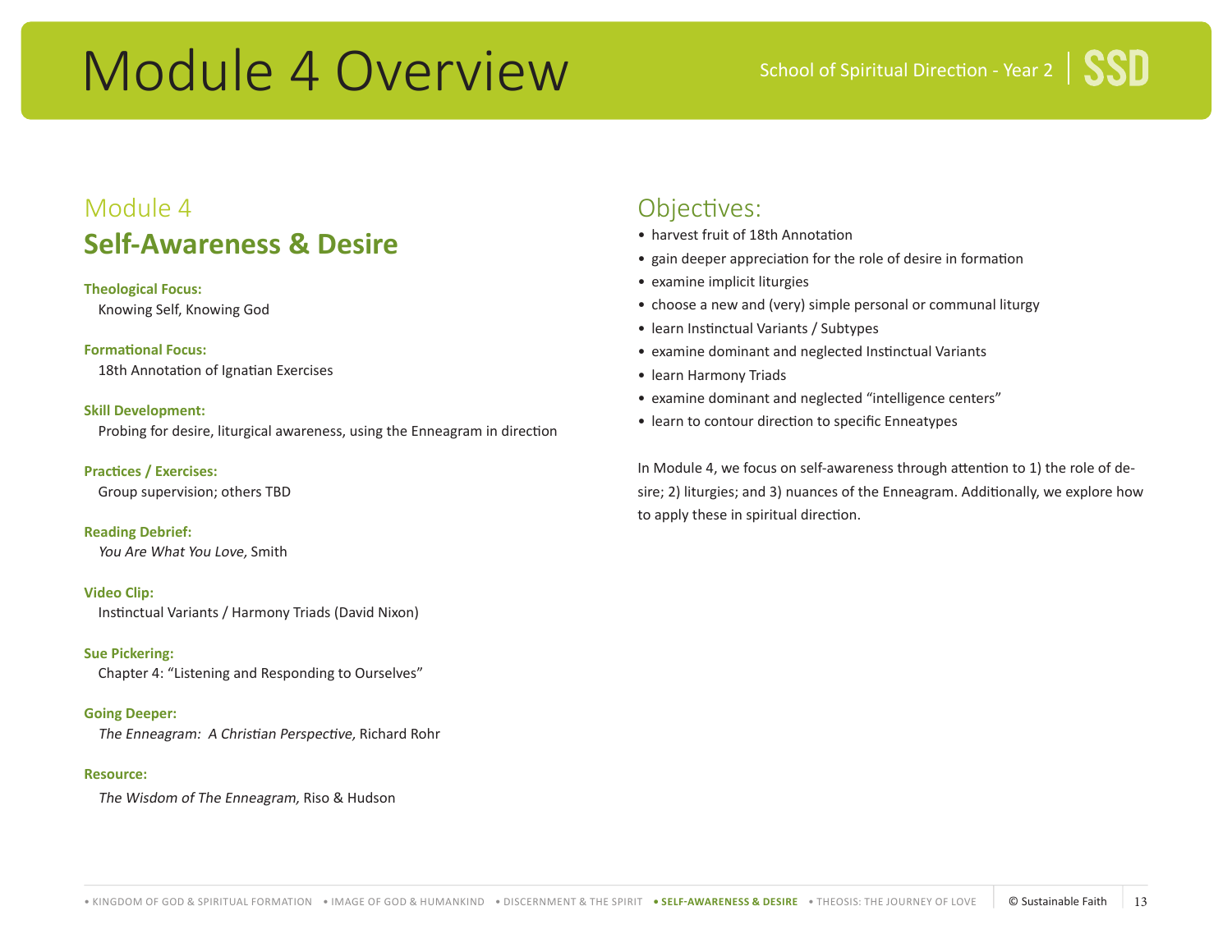# Module 4 Overview

## Module 4

## Self-Awareness & Desire

**Theological Focus:**
Knowing Self, Knowing God

**Formational Focus:**
18th Annotation of Ignatian Exercises

**Skill Development:**
Probing for desire, liturgical awareness, using the Enneagram in direction

**Practices / Exercises:**
Group supervision; others TBD

**Reading Debrief:**
*You Are What You Love,* Smith

**Video Clip:**
Instinctual Variants / Harmony Triads (David Nixon)

**Sue Pickering:**
Chapter 4: "Listening and Responding to Ourselves"

**Going Deeper:**
*The Enneagram: A Christian Perspective,* Richard Rohr

**Resource:**
*The Wisdom of The Enneagram,* Riso & Hudson

## Objectives:

- harvest fruit of 18th Annotation
- gain deeper appreciation for the role of desire in formation
- examine implicit liturgies
- choose a new and (very) simple personal or communal liturgy
- learn Instinctual Variants / Subtypes
- examine dominant and neglected Instinctual Variants
- learn Harmony Triads
- examine dominant and neglected "intelligence centers"
- learn to contour direction to specific Enneatypes

In Module 4, we focus on self-awareness through attention to 1) the role of desire; 2) liturgies; and 3) nuances of the Enneagram. Additionally, we explore how to apply these in spiritual direction.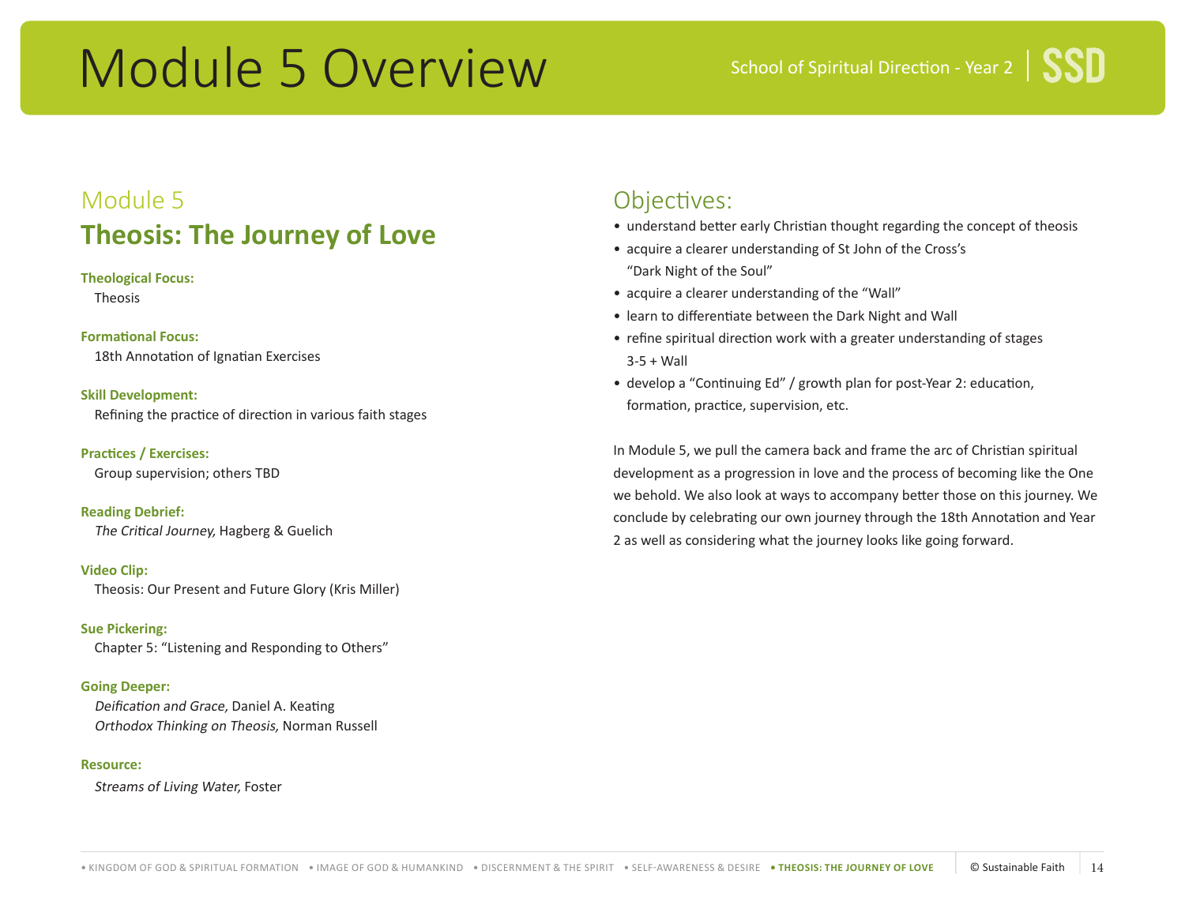# Module 5 Overview

## Module 5

## Theosis: The Journey of Love

**Theological Focus:**
Theosis

**Formational Focus:**
18th Annotation of Ignatian Exercises

**Skill Development:**
Refining the practice of direction in various faith stages

**Practices / Exercises:**
Group supervision; others TBD

**Reading Debrief:**
*The Critical Journey,* Hagberg & Guelich

**Video Clip:**
Theosis: Our Present and Future Glory (Kris Miller)

**Sue Pickering:**
Chapter 5: "Listening and Responding to Others"

**Going Deeper:**
*Deification and Grace,* Daniel A. Keating
*Orthodox Thinking on Theosis,* Norman Russell

**Resource:**
*Streams of Living Water,* Foster

## Objectives:

- understand better early Christian thought regarding the concept of theosis
- acquire a clearer understanding of St John of the Cross's "Dark Night of the Soul"
- acquire a clearer understanding of the "Wall"
- learn to differentiate between the Dark Night and Wall
- refine spiritual direction work with a greater understanding of stages 3-5 + Wall
- develop a "Continuing Ed" / growth plan for post-Year 2: education, formation, practice, supervision, etc.

In Module 5, we pull the camera back and frame the arc of Christian spiritual development as a progression in love and the process of becoming like the One we behold. We also look at ways to accompany better those on this journey. We conclude by celebrating our own journey through the 18th Annotation and Year 2 as well as considering what the journey looks like going forward.